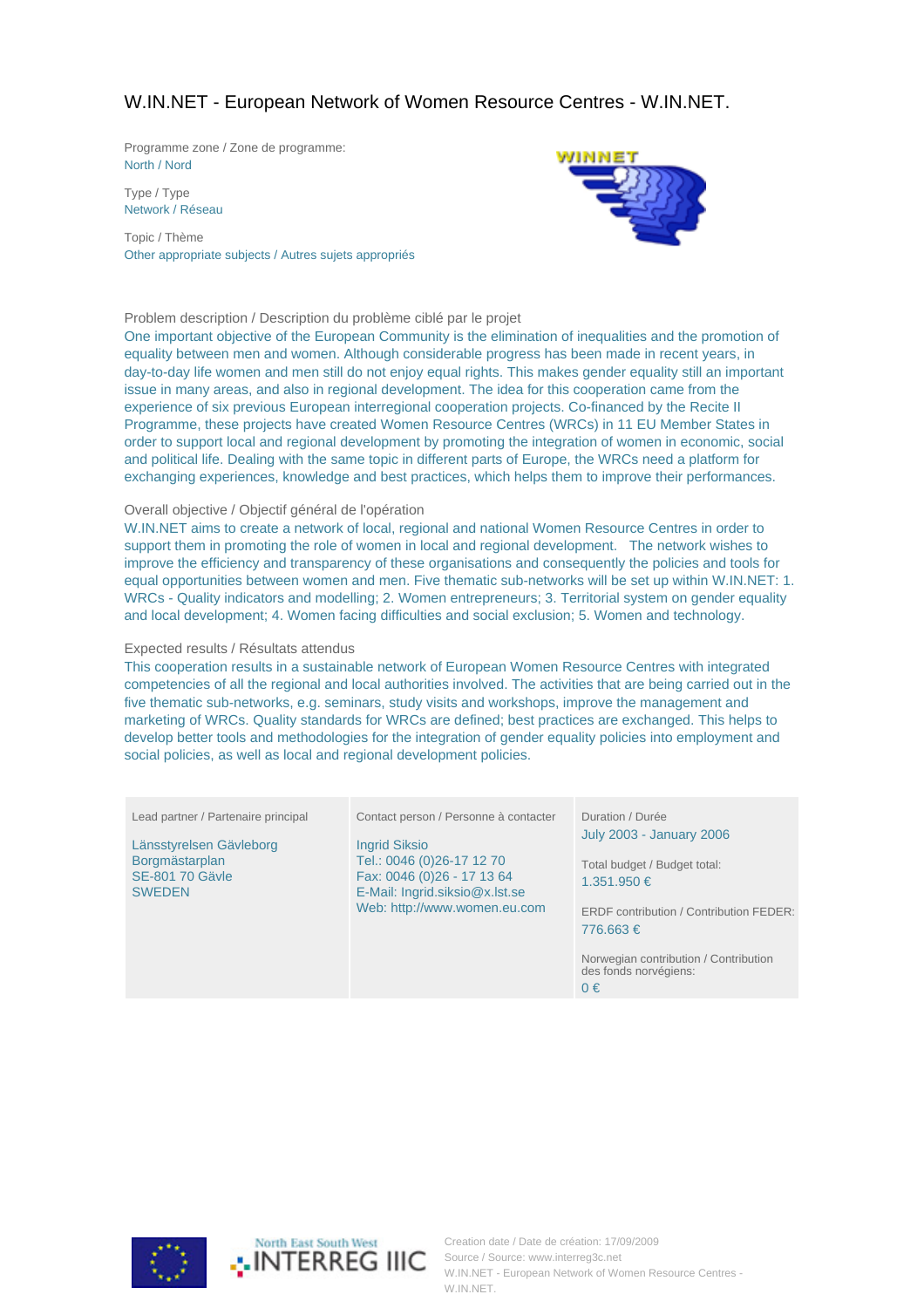# W.IN.NET - European Network of Women Resource Centres - W.IN.NET.

Programme zone / Zone de programme:
North / Nord

Type / Type
Network / Réseau

Topic / Thème
Other appropriate subjects / Autres sujets appropriés

Problem description / Description du problème ciblé par le projet
One important objective of the European Community is the elimination of inequalities and the promotion of equality between men and women. Although considerable progress has been made in recent years, in day-to-day life women and men still do not enjoy equal rights. This makes gender equality still an important issue in many areas, and also in regional development. The idea for this cooperation came from the experience of six previous European interregional cooperation projects. Co-financed by the Recite II Programme, these projects have created Women Resource Centres (WRCs) in 11 EU Member States in order to support local and regional development by promoting the integration of women in economic, social and political life. Dealing with the same topic in different parts of Europe, the WRCs need a platform for exchanging experiences, knowledge and best practices, which helps them to improve their performances.

Overall objective / Objectif général de l'opération
W.IN.NET aims to create a network of local, regional and national Women Resource Centres in order to support them in promoting the role of women in local and regional development. The network wishes to improve the efficiency and transparency of these organisations and consequently the policies and tools for equal opportunities between women and men. Five thematic sub-networks will be set up within W.IN.NET: 1. WRCs - Quality indicators and modelling; 2. Women entrepreneurs; 3. Territorial system on gender equality and local development; 4. Women facing difficulties and social exclusion; 5. Women and technology.

Expected results / Résultats attendus
This cooperation results in a sustainable network of European Women Resource Centres with integrated competencies of all the regional and local authorities involved. The activities that are being carried out in the five thematic sub-networks, e.g. seminars, study visits and workshops, improve the management and marketing of WRCs. Quality standards for WRCs are defined; best practices are exchanged. This helps to develop better tools and methodologies for the integration of gender equality policies into employment and social policies, as well as local and regional development policies.

| Lead partner / Partenaire principal | Contact person / Personne à contacter | Duration / Durée |
|---|---|---|
| Länsstyrelsen Gävleborg<br>Borgmästarplan<br>SE-801 70 Gävle<br>SWEDEN | Ingrid Siksio<br>Tel.: 0046 (0)26-17 12 70<br>Fax: 0046 (0)26 - 17 13 64<br>E-Mail: Ingrid.siksio@x.lst.se<br>Web: http://www.women.eu.com | July 2003 - January 2006<br><br>Total budget / Budget total:<br>1.351.950 €<br><br>ERDF contribution / Contribution FEDER:<br>776.663 €<br><br>Norwegian contribution / Contribution des fonds norvégiens:<br>0 € |

Creation date / Date de création: 17/09/2009
Source / Source: www.interreg3c.net
W.IN.NET - European Network of Women Resource Centres - W.IN.NET.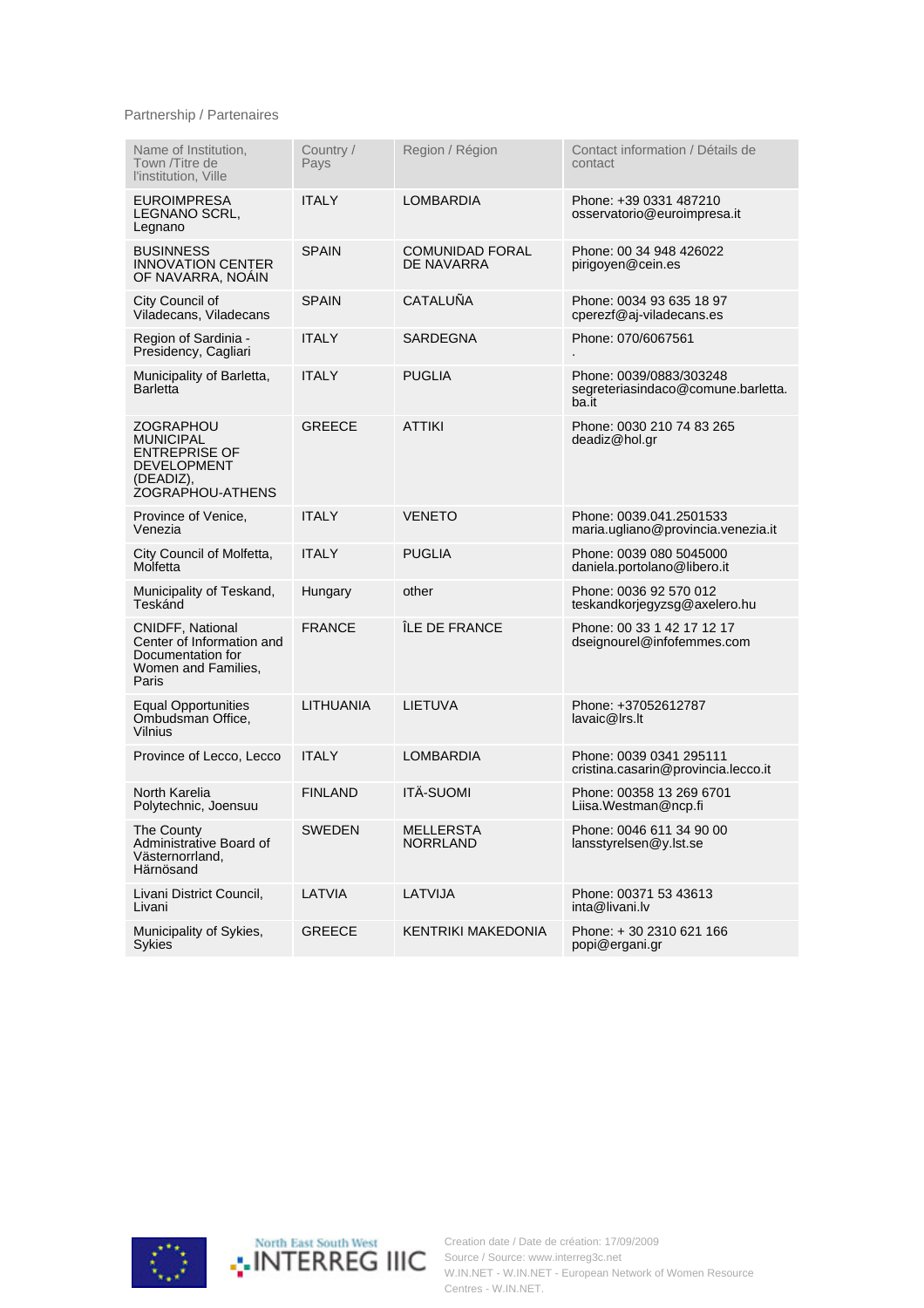Partnership / Partenaires

| Name of Institution, Town /Titre de l'institution, Ville | Country / Pays | Region / Région | Contact information / Détails de contact |
|---|---|---|---|
| EUROIMPRESA LEGNANO SCRL, Legnano | ITALY | LOMBARDIA | Phone: +39 0331 487210<br>osservatorio@euroimpresa.it |
| BUSINNESS INNOVATION CENTER OF NAVARRA, NOÁIN | SPAIN | COMUNIDAD FORAL DE NAVARRA | Phone: 00 34 948 426022<br>pirigoyen@cein.es |
| City Council of Viladecans, Viladecans | SPAIN | CATALUÑA | Phone: 0034 93 635 18 97<br>cperezf@aj-viladecans.es |
| Region of Sardinia - Presidency, Cagliari | ITALY | SARDEGNA | Phone: 070/6067561<br>. |
| Municipality of Barletta, Barletta | ITALY | PUGLIA | Phone: 0039/0883/303248<br>segreteriasindaco@comune.barletta.ba.it |
| ZOGRAPHOU MUNICIPAL ENTREPRISE OF DEVELOPMENT (DEADIZ), ZOGRAPHOU-ATHENS | GREECE | ATTIKI | Phone: 0030 210 74 83 265<br>deadiz@hol.gr |
| Province of Venice, Venezia | ITALY | VENETO | Phone: 0039.041.2501533<br>maria.ugliano@provincia.venezia.it |
| City Council of Molfetta, Molfetta | ITALY | PUGLIA | Phone: 0039 080 5045000<br>daniela.portolano@libero.it |
| Municipality of Teskand, Teskánd | Hungary | other | Phone: 0036 92 570 012<br>teskandkorjegyzsg@axelero.hu |
| CNIDFF, National Center of Information and Documentation for Women and Families, Paris | FRANCE | ÎLE DE FRANCE | Phone: 00 33 1 42 17 12 17<br>dseignourel@infofemmes.com |
| Equal Opportunities Ombudsman Office, Vilnius | LITHUANIA | LIETUVA | Phone: +37052612787<br>lavaic@lrs.lt |
| Province of Lecco, Lecco | ITALY | LOMBARDIA | Phone: 0039 0341 295111<br>cristina.casarin@provincia.lecco.it |
| North Karelia Polytechnic, Joensuu | FINLAND | ITÄ-SUOMI | Phone: 00358 13 269 6701<br>Liisa.Westman@ncp.fi |
| The County Administrative Board of Västernorrland, Härnösand | SWEDEN | MELLERSTA NORRLAND | Phone: 0046 611 34 90 00<br>lansstyrelsen@y.lst.se |
| Livani District Council, Livani | LATVIA | LATVIJA | Phone: 00371 53 43613<br>inta@livani.lv |
| Municipality of Sykies, Sykies | GREECE | KENTRIKI MAKEDONIA | Phone: + 30 2310 621 166<br>popi@ergani.gr |

North East South West INTERREG IIIC

Creation date / Date de création: 17/09/2009
Source / Source: www.interreg3c.net
W.IN.NET - W.IN.NET - European Network of Women Resource Centres - W.IN.NET.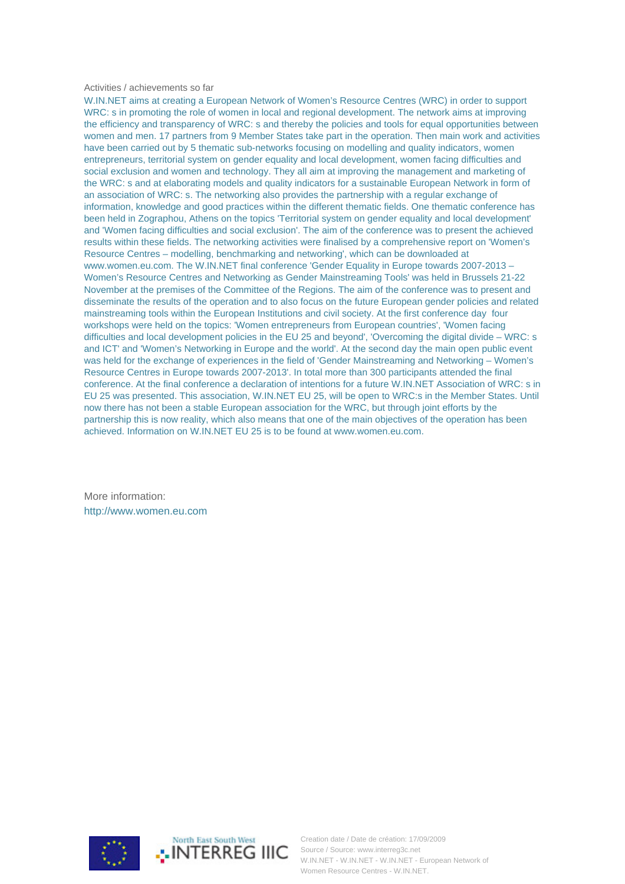Activities / achievements so far

W.IN.NET aims at creating a European Network of Women's Resource Centres (WRC) in order to support WRC: s in promoting the role of women in local and regional development. The network aims at improving the efficiency and transparency of WRC: s and thereby the policies and tools for equal opportunities between women and men. 17 partners from 9 Member States take part in the operation. Then main work and activities have been carried out by 5 thematic sub-networks focusing on modelling and quality indicators, women entrepreneurs, territorial system on gender equality and local development, women facing difficulties and social exclusion and women and technology. They all aim at improving the management and marketing of the WRC: s and at elaborating models and quality indicators for a sustainable European Network in form of an association of WRC: s. The networking also provides the partnership with a regular exchange of information, knowledge and good practices within the different thematic fields. One thematic conference has been held in Zographou, Athens on the topics 'Territorial system on gender equality and local development' and 'Women facing difficulties and social exclusion'. The aim of the conference was to present the achieved results within these fields. The networking activities were finalised by a comprehensive report on 'Women's Resource Centres – modelling, benchmarking and networking', which can be downloaded at www.women.eu.com. The W.IN.NET final conference 'Gender Equality in Europe towards 2007-2013 – Women's Resource Centres and Networking as Gender Mainstreaming Tools' was held in Brussels 21-22 November at the premises of the Committee of the Regions. The aim of the conference was to present and disseminate the results of the operation and to also focus on the future European gender policies and related mainstreaming tools within the European Institutions and civil society. At the first conference day four workshops were held on the topics: 'Women entrepreneurs from European countries', 'Women facing difficulties and local development policies in the EU 25 and beyond', 'Overcoming the digital divide – WRC: s and ICT' and 'Women's Networking in Europe and the world'. At the second day the main open public event was held for the exchange of experiences in the field of 'Gender Mainstreaming and Networking – Women's Resource Centres in Europe towards 2007-2013'. In total more than 300 participants attended the final conference. At the final conference a declaration of intentions for a future W.IN.NET Association of WRC: s in EU 25 was presented. This association, W.IN.NET EU 25, will be open to WRC:s in the Member States. Until now there has not been a stable European association for the WRC, but through joint efforts by the partnership this is now reality, which also means that one of the main objectives of the operation has been achieved. Information on W.IN.NET EU 25 is to be found at www.women.eu.com.

More information:

http://www.women.eu.com

Creation date / Date de création: 17/09/2009
Source / Source: www.interreg3c.net
W.IN.NET - W.IN.NET - W.IN.NET - European Network of Women Resource Centres - W.IN.NET.